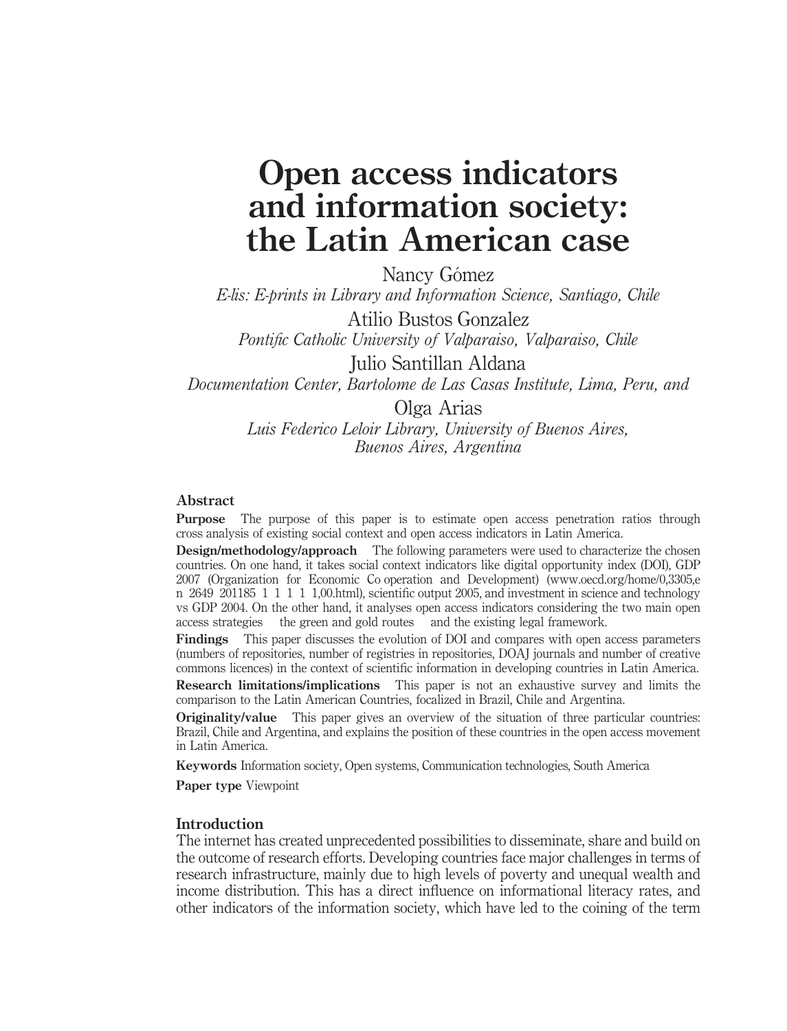# Open access indicators and information society: the Latin American case

Nancy Gómez

*E-lis: E-prints in Library and Information Science, Santiago, Chile*

Atilio Bustos Gonzalez

*Pontific Catholic University of Valparaiso, Valparaiso, Chile*

Julio Santillan Aldana

*Documentation Center, Bartolome de Las Casas Institute, Lima, Peru, and*

Olga Arias

*Luis Federico Leloir Library, University of Buenos Aires, Buenos Aires, Argentina*

## Abstract

**Purpose** The purpose of this paper is to estimate open access penetration ratios through cross analysis of existing social context and open access indicators in Latin America.

**Design/methodology/approach** The following parameters were used to characterize the chosen countries. On one hand, it takes social context indicators like digital opportunity index (DOI), GDP 2007 (Organization for Economic Co operation and Development) (www.oecd.org/home/0,3305,en 2649 201185 1 1 1 1 1,00.html), scientific output 2005, and investment in science and technology vs GDP 2004. On the other hand, it analyses open access indicators considering the two main open access strategies the green and gold routes and the existing legal framework.

**Findings** This paper discusses the evolution of DOI and compares with open access parameters (numbers of repositories, number of registries in repositories, DOAJ journals and number of creative commons licences) in the context of scientific information in developing countries in Latin America.

**Research limitations/implications** This paper is not an exhaustive survey and limits the comparison to the Latin American Countries, focalized in Brazil, Chile and Argentina.

**Originality/value** This paper gives an overview of the situation of three particular countries: Brazil, Chile and Argentina, and explains the position of these countries in the open access movement in Latin America.

**Keywords** Information society, Open systems, Communication technologies, South America

**Paper type** Viewpoint

## Introduction

The internet has created unprecedented possibilities to disseminate, share and build on the outcome of research efforts. Developing countries face major challenges in terms of research infrastructure, mainly due to high levels of poverty and unequal wealth and income distribution. This has a direct influence on informational literacy rates, and other indicators of the information society, which have led to the coining of the term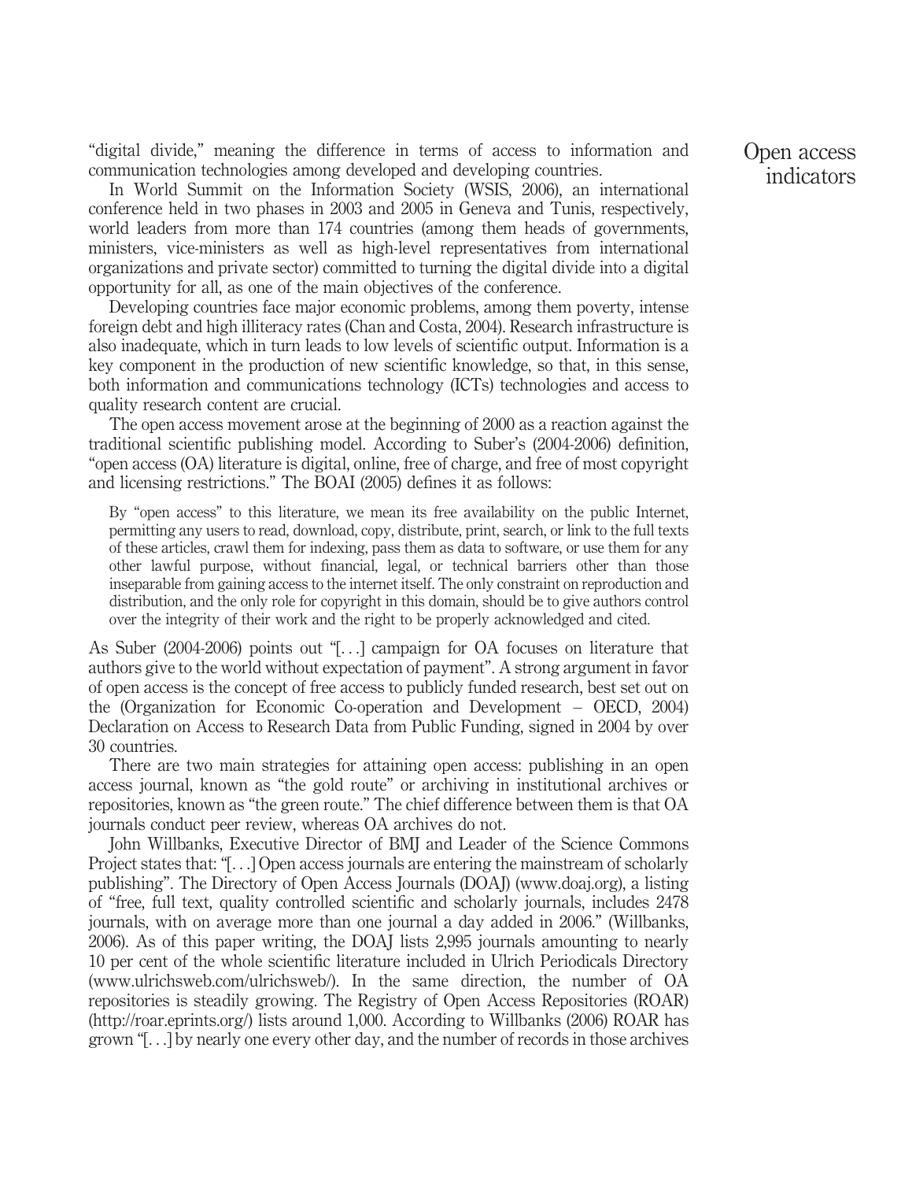"digital divide," meaning the difference in terms of access to information and communication technologies among developed and developing countries.

In World Summit on the Information Society (WSIS, 2006), an international conference held in two phases in 2003 and 2005 in Geneva and Tunis, respectively, world leaders from more than 174 countries (among them heads of governments, ministers, vice-ministers as well as high-level representatives from international organizations and private sector) committed to turning the digital divide into a digital opportunity for all, as one of the main objectives of the conference.

Developing countries face major economic problems, among them poverty, intense foreign debt and high illiteracy rates (Chan and Costa, 2004). Research infrastructure is also inadequate, which in turn leads to low levels of scientific output. Information is a key component in the production of new scientific knowledge, so that, in this sense, both information and communications technology (ICTs) technologies and access to quality research content are crucial.

The open access movement arose at the beginning of 2000 as a reaction against the traditional scientific publishing model. According to Suber's (2004-2006) definition, "open access (OA) literature is digital, online, free of charge, and free of most copyright and licensing restrictions." The BOAI (2005) defines it as follows:

> By "open access" to this literature, we mean its free availability on the public Internet, permitting any users to read, download, copy, distribute, print, search, or link to the full texts of these articles, crawl them for indexing, pass them as data to software, or use them for any other lawful purpose, without financial, legal, or technical barriers other than those inseparable from gaining access to the internet itself. The only constraint on reproduction and distribution, and the only role for copyright in this domain, should be to give authors control over the integrity of their work and the right to be properly acknowledged and cited.

As Suber (2004-2006) points out "[. . .] campaign for OA focuses on literature that authors give to the world without expectation of payment". A strong argument in favor of open access is the concept of free access to publicly funded research, best set out on the (Organization for Economic Co-operation and Development – OECD, 2004) Declaration on Access to Research Data from Public Funding, signed in 2004 by over 30 countries.

There are two main strategies for attaining open access: publishing in an open access journal, known as "the gold route" or archiving in institutional archives or repositories, known as "the green route." The chief difference between them is that OA journals conduct peer review, whereas OA archives do not.

John Willbanks, Executive Director of BMJ and Leader of the Science Commons Project states that: "[. . .] Open access journals are entering the mainstream of scholarly publishing". The Directory of Open Access Journals (DOAJ) (www.doaj.org), a listing of "free, full text, quality controlled scientific and scholarly journals, includes 2478 journals, with on average more than one journal a day added in 2006." (Willbanks, 2006). As of this paper writing, the DOAJ lists 2,995 journals amounting to nearly 10 per cent of the whole scientific literature included in Ulrich Periodicals Directory (www.ulrichsweb.com/ulrichsweb/). In the same direction, the number of OA repositories is steadily growing. The Registry of Open Access Repositories (ROAR) (http://roar.eprints.org/) lists around 1,000. According to Willbanks (2006) ROAR has grown "[. . .] by nearly one every other day, and the number of records in those archives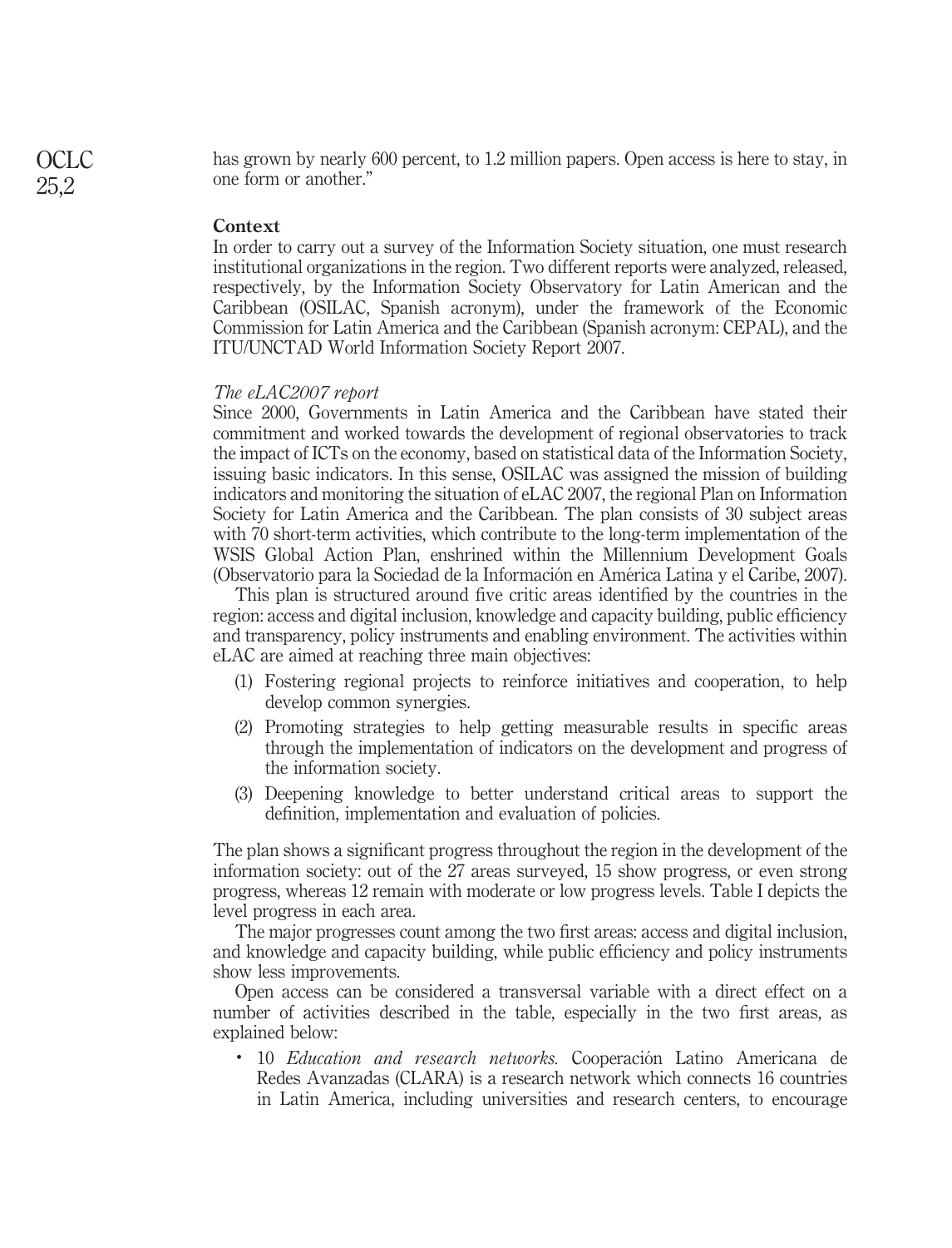has grown by nearly 600 percent, to 1.2 million papers. Open access is here to stay, in one form or another."

## Context

In order to carry out a survey of the Information Society situation, one must research institutional organizations in the region. Two different reports were analyzed, released, respectively, by the Information Society Observatory for Latin American and the Caribbean (OSILAC, Spanish acronym), under the framework of the Economic Commission for Latin America and the Caribbean (Spanish acronym: CEPAL), and the ITU/UNCTAD World Information Society Report 2007.

### *The eLAC2007 report*

Since 2000, Governments in Latin America and the Caribbean have stated their commitment and worked towards the development of regional observatories to track the impact of ICTs on the economy, based on statistical data of the Information Society, issuing basic indicators. In this sense, OSILAC was assigned the mission of building indicators and monitoring the situation of eLAC 2007, the regional Plan on Information Society for Latin America and the Caribbean. The plan consists of 30 subject areas with 70 short-term activities, which contribute to the long-term implementation of the WSIS Global Action Plan, enshrined within the Millennium Development Goals (Observatorio para la Sociedad de la Información en América Latina y el Caribe, 2007).

This plan is structured around five critic areas identified by the countries in the region: access and digital inclusion, knowledge and capacity building, public efficiency and transparency, policy instruments and enabling environment. The activities within eLAC are aimed at reaching three main objectives:

1. Fostering regional projects to reinforce initiatives and cooperation, to help develop common synergies.
2. Promoting strategies to help getting measurable results in specific areas through the implementation of indicators on the development and progress of the information society.
3. Deepening knowledge to better understand critical areas to support the definition, implementation and evaluation of policies.

The plan shows a significant progress throughout the region in the development of the information society: out of the 27 areas surveyed, 15 show progress, or even strong progress, whereas 12 remain with moderate or low progress levels. Table I depicts the level progress in each area.

The major progresses count among the two first areas: access and digital inclusion, and knowledge and capacity building, while public efficiency and policy instruments show less improvements.

Open access can be considered a transversal variable with a direct effect on a number of activities described in the table, especially in the two first areas, as explained below:

- 10 *Education and research networks.* Cooperación Latino Americana de Redes Avanzadas (CLARA) is a research network which connects 16 countries in Latin America, including universities and research centers, to encourage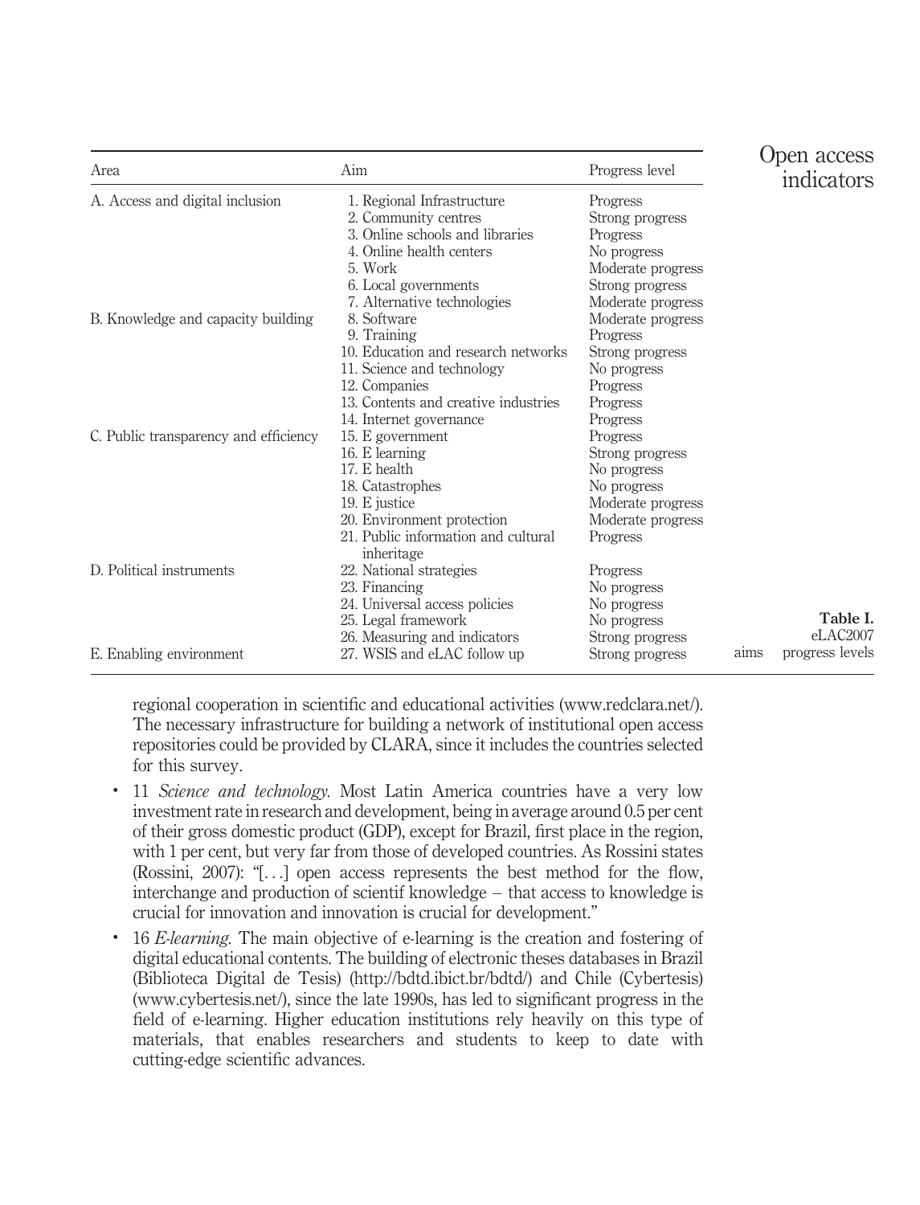| Area | Aim | Progress level |
| --- | --- | --- |
| A. Access and digital inclusion | 1. Regional Infrastructure | Progress |
| | 2. Community centres | Strong progress |
| | 3. Online schools and libraries | Progress |
| | 4. Online health centers | No progress |
| | 5. Work | Moderate progress |
| | 6. Local governments | Strong progress |
| | 7. Alternative technologies | Moderate progress |
| B. Knowledge and capacity building | 8. Software | Moderate progress |
| | 9. Training | Progress |
| | 10. Education and research networks | Strong progress |
| | 11. Science and technology | No progress |
| | 12. Companies | Progress |
| | 13. Contents and creative industries | Progress |
| | 14. Internet governance | Progress |
| C. Public transparency and efficiency | 15. E government | Progress |
| | 16. E learning | Strong progress |
| | 17. E health | No progress |
| | 18. Catastrophes | No progress |
| | 19. E justice | Moderate progress |
| | 20. Environment protection | Moderate progress |
| | 21. Public information and cultural inheritage | Progress |
| D. Political instruments | 22. National strategies | Progress |
| | 23. Financing | No progress |
| | 24. Universal access policies | No progress |
| | 25. Legal framework | No progress |
| | 26. Measuring and indicators | Strong progress |
| E. Enabling environment | 27. WSIS and eLAC follow up | Strong progress |

**Table I.** eLAC2007 aims progress levels

regional cooperation in scientific and educational activities (www.redclara.net/). The necessary infrastructure for building a network of institutional open access repositories could be provided by CLARA, since it includes the countries selected for this survey.

- 11 *Science and technology*. Most Latin America countries have a very low investment rate in research and development, being in average around 0.5 per cent of their gross domestic product (GDP), except for Brazil, first place in the region, with 1 per cent, but very far from those of developed countries. As Rossini states (Rossini, 2007): "[...] open access represents the best method for the flow, interchange and production of scientif knowledge – that access to knowledge is crucial for innovation and innovation is crucial for development."
- 16 *E-learning*. The main objective of e-learning is the creation and fostering of digital educational contents. The building of electronic theses databases in Brazil (Biblioteca Digital de Tesis) (http://bdtd.ibict.br/bdtd/) and Chile (Cybertesis) (www.cybertesis.net/), since the late 1990s, has led to significant progress in the field of e-learning. Higher education institutions rely heavily on this type of materials, that enables researchers and students to keep to date with cutting-edge scientific advances.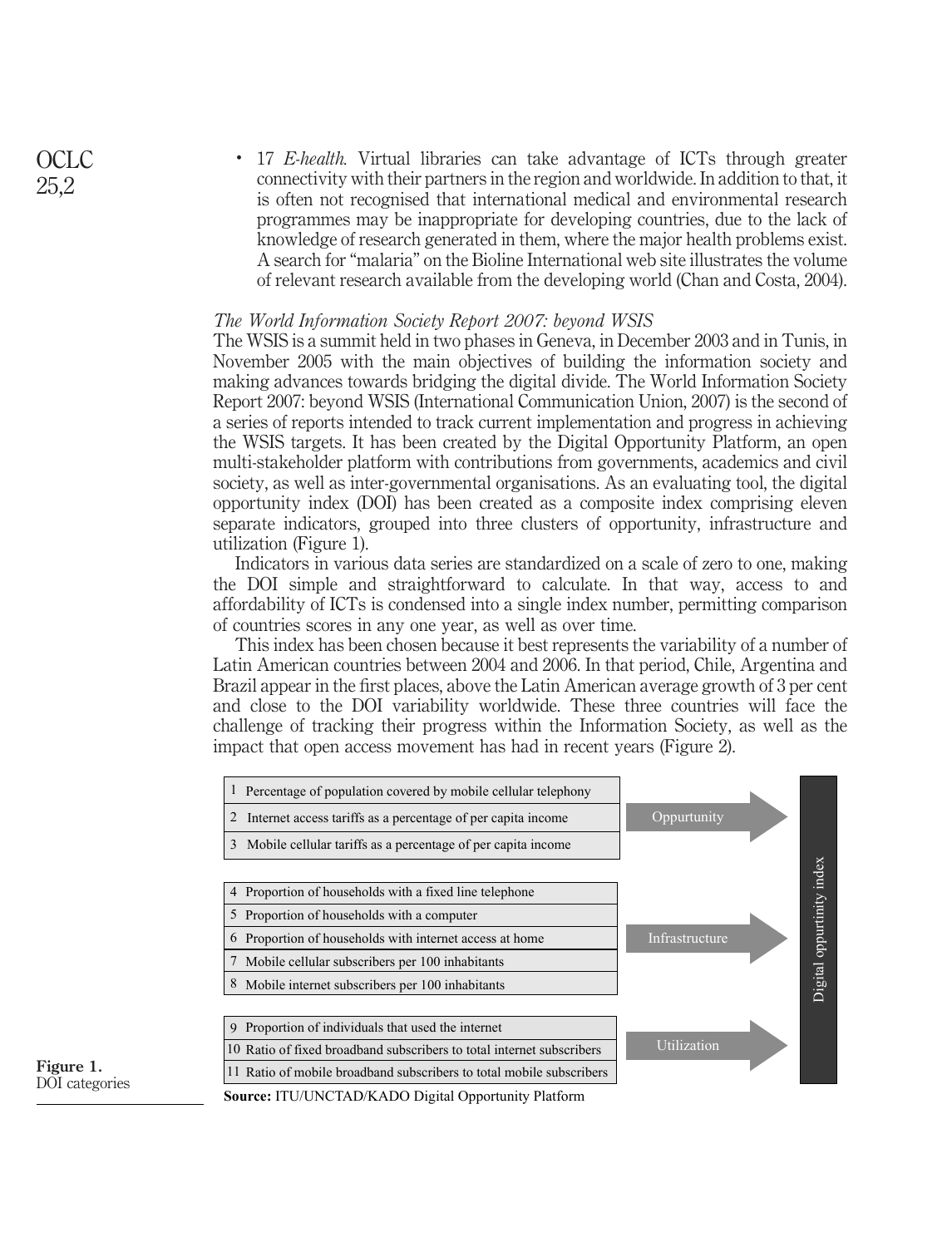- 17 *E-health*. Virtual libraries can take advantage of ICTs through greater connectivity with their partners in the region and worldwide. In addition to that, it is often not recognised that international medical and environmental research programmes may be inappropriate for developing countries, due to the lack of knowledge of research generated in them, where the major health problems exist. A search for "malaria" on the Bioline International web site illustrates the volume of relevant research available from the developing world (Chan and Costa, 2004).

### *The World Information Society Report 2007: beyond WSIS*

The WSIS is a summit held in two phases in Geneva, in December 2003 and in Tunis, in November 2005 with the main objectives of building the information society and making advances towards bridging the digital divide. The World Information Society Report 2007: beyond WSIS (International Communication Union, 2007) is the second of a series of reports intended to track current implementation and progress in achieving the WSIS targets. It has been created by the Digital Opportunity Platform, an open multi-stakeholder platform with contributions from governments, academics and civil society, as well as inter-governmental organisations. As an evaluating tool, the digital opportunity index (DOI) has been created as a composite index comprising eleven separate indicators, grouped into three clusters of opportunity, infrastructure and utilization (Figure 1).

Indicators in various data series are standardized on a scale of zero to one, making the DOI simple and straightforward to calculate. In that way, access to and affordability of ICTs is condensed into a single index number, permitting comparison of countries scores in any one year, as well as over time.

This index has been chosen because it best represents the variability of a number of Latin American countries between 2004 and 2006. In that period, Chile, Argentina and Brazil appear in the first places, above the Latin American average growth of 3 per cent and close to the DOI variability worldwide. These three countries will face the challenge of tracking their progress within the Information Society, as well as the impact that open access movement has had in recent years (Figure 2).

| Indicator | Category | Index |
|---|---|---|
| 1 Percentage of population covered by mobile cellular telephony | Oppurtunity | Digital oppurtinity index |
| 2 Internet access tariffs as a percentage of per capita income | | |
| 3 Mobile cellular tariffs as a percentage of per capita income | | |
| 4 Proportion of households with a fixed line telephone | Infrastructure | |
| 5 Proportion of households with a computer | | |
| 6 Proportion of households with internet access at home | | |
| 7 Mobile cellular subscribers per 100 inhabitants | | |
| 8 Mobile internet subscribers per 100 inhabitants | | |
| 9 Proportion of individuals that used the internet | Utilization | |
| 10 Ratio of fixed broadband subscribers to total internet subscribers | | |
| 11 Ratio of mobile broadband subscribers to total mobile subscribers | | |

**Source:** ITU/UNCTAD/KADO Digital Opportunity Platform

**Figure 1.** DOI categories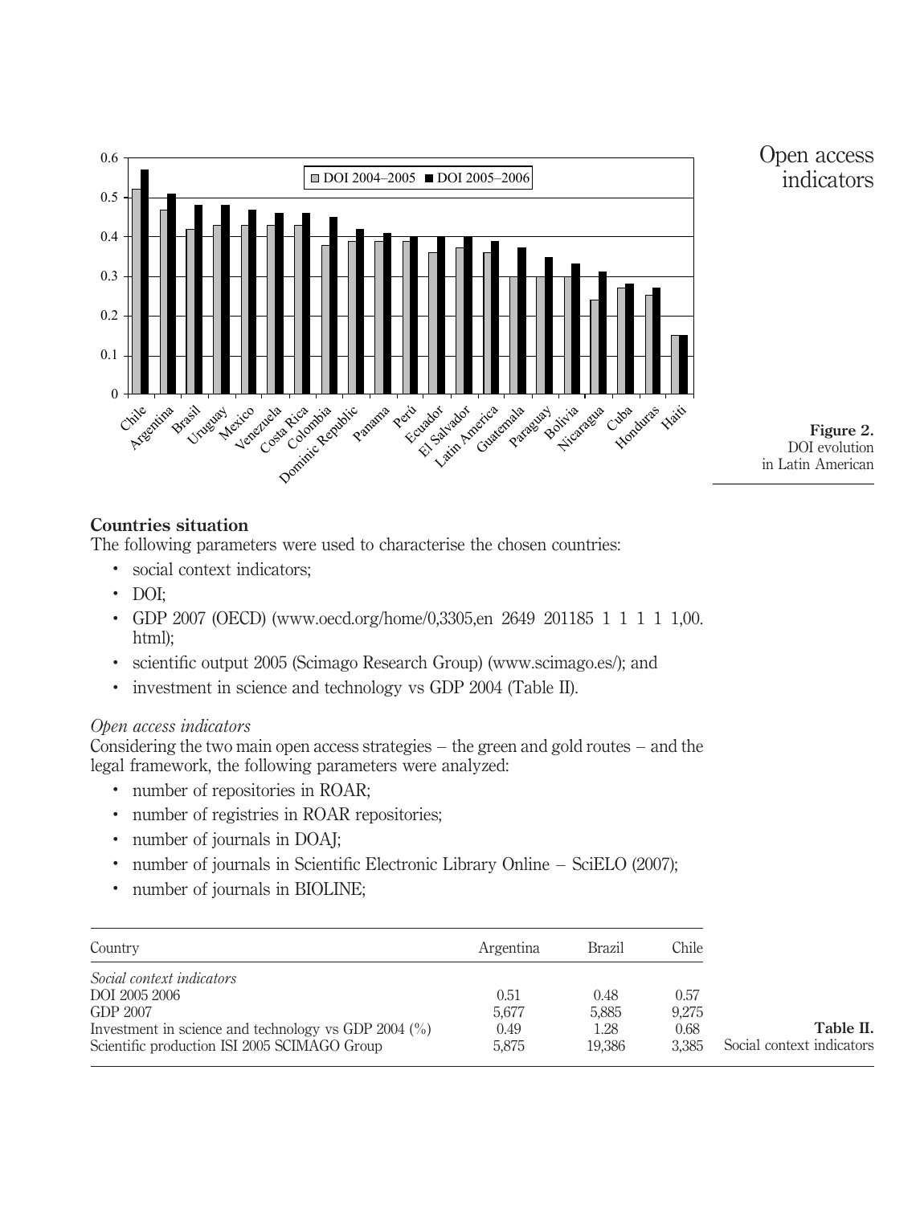Figure 2.
DOI evolution in Latin American

## Countries situation

The following parameters were used to characterise the chosen countries:

- social context indicators;
- DOI;
- GDP 2007 (OECD) (www.oecd.org/home/0,3305,en 2649 201185 1 1 1 1 1,00.html);
- scientific output 2005 (Scimago Research Group) (www.scimago.es/); and
- investment in science and technology vs GDP 2004 (Table II).

### *Open access indicators*

Considering the two main open access strategies – the green and gold routes – and the legal framework, the following parameters were analyzed:

- number of repositories in ROAR;
- number of registries in ROAR repositories;
- number of journals in DOAJ;
- number of journals in Scientific Electronic Library Online – SciELO (2007);
- number of journals in BIOLINE;

| Country | Argentina | Brazil | Chile |
|---|---|---|---|
| *Social context indicators* | | | |
| DOI 2005 2006 | 0.51 | 0.48 | 0.57 |
| GDP 2007 | 5,677 | 5,885 | 9,275 |
| Investment in science and technology vs GDP 2004 (%) | 0.49 | 1.28 | 0.68 |
| Scientific production ISI 2005 SCIMAGO Group | 5,875 | 19,386 | 3,385 |

**Table II.** Social context indicators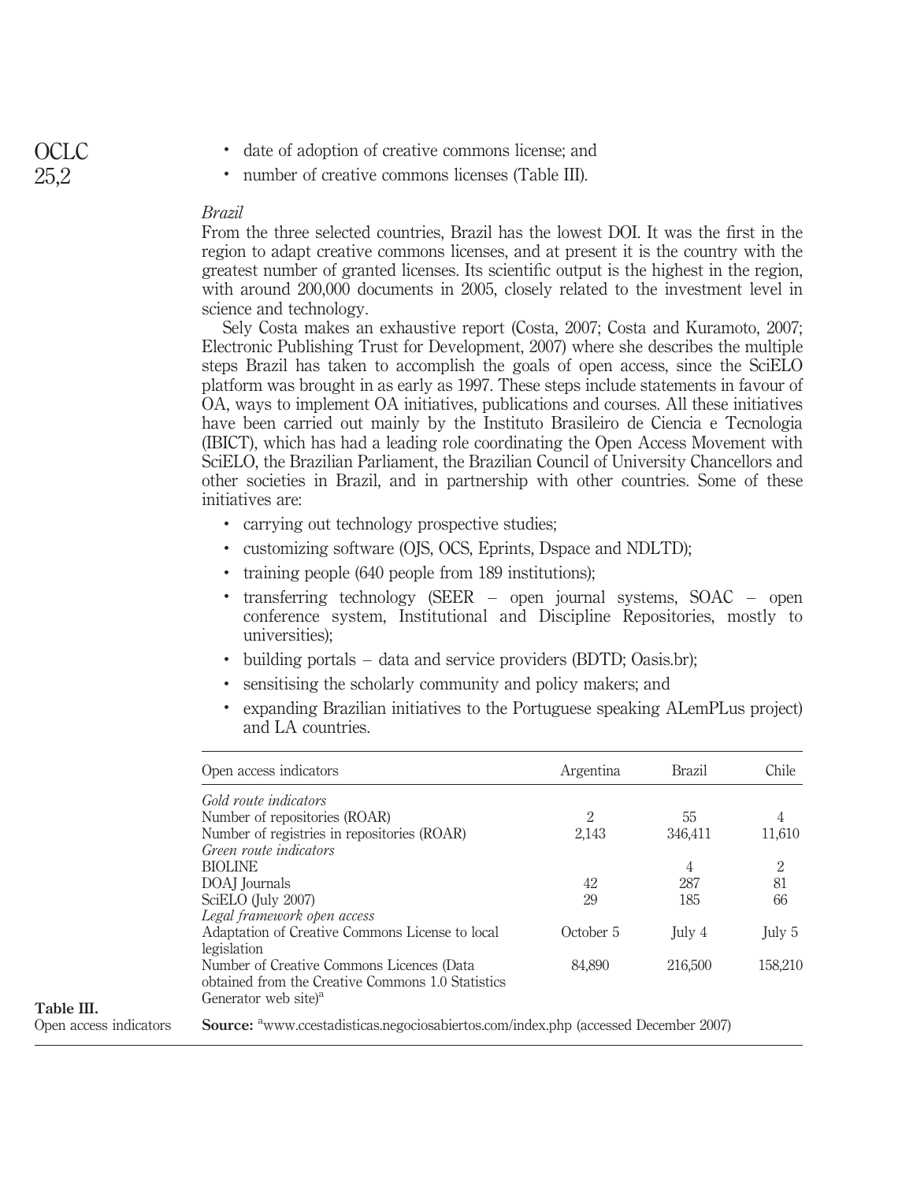- date of adoption of creative commons license; and
- number of creative commons licenses (Table III).

*Brazil*

From the three selected countries, Brazil has the lowest DOI. It was the first in the region to adapt creative commons licenses, and at present it is the country with the greatest number of granted licenses. Its scientific output is the highest in the region, with around 200,000 documents in 2005, closely related to the investment level in science and technology.

Sely Costa makes an exhaustive report (Costa, 2007; Costa and Kuramoto, 2007; Electronic Publishing Trust for Development, 2007) where she describes the multiple steps Brazil has taken to accomplish the goals of open access, since the SciELO platform was brought in as early as 1997. These steps include statements in favour of OA, ways to implement OA initiatives, publications and courses. All these initiatives have been carried out mainly by the Instituto Brasileiro de Ciencia e Tecnologia (IBICT), which has had a leading role coordinating the Open Access Movement with SciELO, the Brazilian Parliament, the Brazilian Council of University Chancellors and other societies in Brazil, and in partnership with other countries. Some of these initiatives are:

- carrying out technology prospective studies;
- customizing software (OJS, OCS, Eprints, Dspace and NDLTD);
- training people (640 people from 189 institutions);
- transferring technology (SEER – open journal systems, SOAC – open conference system, Institutional and Discipline Repositories, mostly to universities);
- building portals – data and service providers (BDTD; Oasis.br);
- sensitising the scholarly community and policy makers; and
- expanding Brazilian initiatives to the Portuguese speaking ALemPLus project) and LA countries.

| Open access indicators | Argentina | Brazil | Chile |
|---|---|---|---|
| *Gold route indicators* | | | |
| Number of repositories (ROAR) | 2 | 55 | 4 |
| Number of registries in repositories (ROAR) | 2,143 | 346,411 | 11,610 |
| *Green route indicators* | | | |
| BIOLINE | | 4 | 2 |
| DOAJ Journals | 42 | 287 | 81 |
| SciELO (July 2007) | 29 | 185 | 66 |
| *Legal framework open access* | | | |
| Adaptation of Creative Commons License to local legislation | October 5 | July 4 | July 5 |
| Number of Creative Commons Licences (Data obtained from the Creative Commons 1.0 Statistics Generator web site)[a] | 84,890 | 216,500 | 158,210 |

**Source:** [a]www.ccestadisticas.negociosabiertos.com/index.php (accessed December 2007)

**Table III.** Open access indicators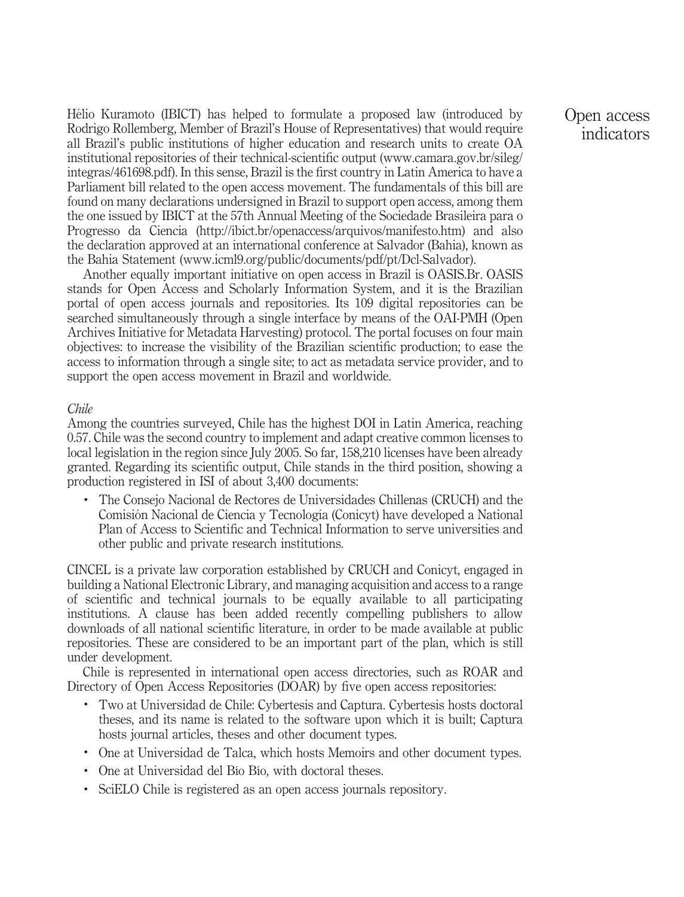Hélio Kuramoto (IBICT) has helped to formulate a proposed law (introduced by Rodrigo Rollemberg, Member of Brazil's House of Representatives) that would require all Brazil's public institutions of higher education and research units to create OA institutional repositories of their technical-scientific output (www.camara.gov.br/sileg/integras/461698.pdf). In this sense, Brazil is the first country in Latin America to have a Parliament bill related to the open access movement. The fundamentals of this bill are found on many declarations undersigned in Brazil to support open access, among them the one issued by IBICT at the 57th Annual Meeting of the Sociedade Brasileira para o Progresso da Ciencia (http://ibict.br/openaccess/arquivos/manifesto.htm) and also the declaration approved at an international conference at Salvador (Bahia), known as the Bahia Statement (www.icml9.org/public/documents/pdf/pt/Dcl-Salvador).

Another equally important initiative on open access in Brazil is OASIS.Br. OASIS stands for Open Access and Scholarly Information System, and it is the Brazilian portal of open access journals and repositories. Its 109 digital repositories can be searched simultaneously through a single interface by means of the OAI-PMH (Open Archives Initiative for Metadata Harvesting) protocol. The portal focuses on four main objectives: to increase the visibility of the Brazilian scientific production; to ease the access to information through a single site; to act as metadata service provider, and to support the open access movement in Brazil and worldwide.

*Chile*

Among the countries surveyed, Chile has the highest DOI in Latin America, reaching 0.57. Chile was the second country to implement and adapt creative common licenses to local legislation in the region since July 2005. So far, 158,210 licenses have been already granted. Regarding its scientific output, Chile stands in the third position, showing a production registered in ISI of about 3,400 documents:

- The Consejo Nacional de Rectores de Universidades Chillenas (CRUCH) and the Comisión Nacional de Ciencia y Tecnología (Conicyt) have developed a National Plan of Access to Scientific and Technical Information to serve universities and other public and private research institutions.

CINCEL is a private law corporation established by CRUCH and Conicyt, engaged in building a National Electronic Library, and managing acquisition and access to a range of scientific and technical journals to be equally available to all participating institutions. A clause has been added recently compelling publishers to allow downloads of all national scientific literature, in order to be made available at public repositories. These are considered to be an important part of the plan, which is still under development.

Chile is represented in international open access directories, such as ROAR and Directory of Open Access Repositories (DOAR) by five open access repositories:

- Two at Universidad de Chile: Cybertesis and Captura. Cybertesis hosts doctoral theses, and its name is related to the software upon which it is built; Captura hosts journal articles, theses and other document types.
- One at Universidad de Talca, which hosts Memoirs and other document types.
- One at Universidad del Bío Bío, with doctoral theses.
- SciELO Chile is registered as an open access journals repository.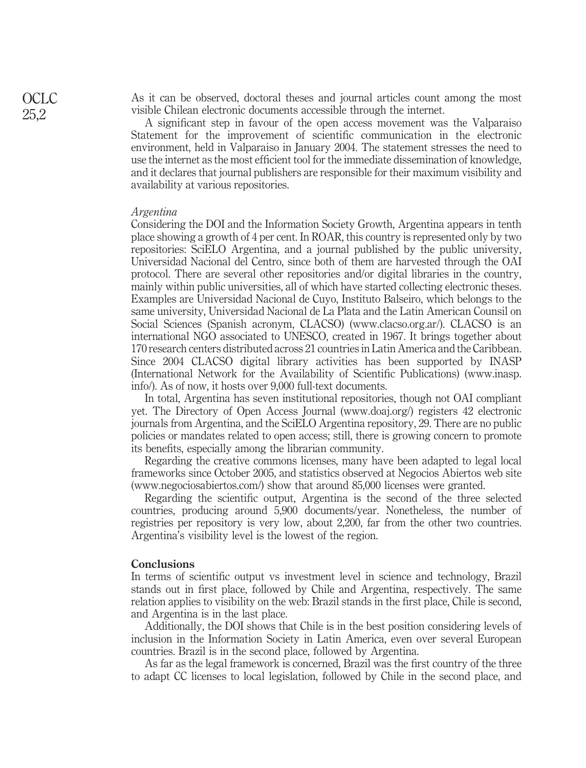As it can be observed, doctoral theses and journal articles count among the most visible Chilean electronic documents accessible through the internet.

A significant step in favour of the open access movement was the Valparaíso Statement for the improvement of scientific communication in the electronic environment, held in Valparaíso in January 2004. The statement stresses the need to use the internet as the most efficient tool for the immediate dissemination of knowledge, and it declares that journal publishers are responsible for their maximum visibility and availability at various repositories.

*Argentina*

Considering the DOI and the Information Society Growth, Argentina appears in tenth place showing a growth of 4 per cent. In ROAR, this country is represented only by two repositories: SciELO Argentina, and a journal published by the public university, Universidad Nacional del Centro, since both of them are harvested through the OAI protocol. There are several other repositories and/or digital libraries in the country, mainly within public universities, all of which have started collecting electronic theses. Examples are Universidad Nacional de Cuyo, Instituto Balseiro, which belongs to the same university, Universidad Nacional de La Plata and the Latin American Counsil on Social Sciences (Spanish acronym, CLACSO) (www.clacso.org.ar/). CLACSO is an international NGO associated to UNESCO, created in 1967. It brings together about 170 research centers distributed across 21 countries in Latin America and the Caribbean. Since 2004 CLACSO digital library activities has been supported by INASP (International Network for the Availability of Scientific Publications) (www.inasp.info/). As of now, it hosts over 9,000 full-text documents.

In total, Argentina has seven institutional repositories, though not OAI compliant yet. The Directory of Open Access Journal (www.doaj.org/) registers 42 electronic journals from Argentina, and the SciELO Argentina repository, 29. There are no public policies or mandates related to open access; still, there is growing concern to promote its benefits, especially among the librarian community.

Regarding the creative commons licenses, many have been adapted to legal local frameworks since October 2005, and statistics observed at Negocios Abiertos web site (www.negociosabiertos.com/) show that around 85,000 licenses were granted.

Regarding the scientific output, Argentina is the second of the three selected countries, producing around 5,900 documents/year. Nonetheless, the number of registries per repository is very low, about 2,200, far from the other two countries. Argentina's visibility level is the lowest of the region.

## Conclusions

In terms of scientific output vs investment level in science and technology, Brazil stands out in first place, followed by Chile and Argentina, respectively. The same relation applies to visibility on the web: Brazil stands in the first place, Chile is second, and Argentina is in the last place.

Additionally, the DOI shows that Chile is in the best position considering levels of inclusion in the Information Society in Latin America, even over several European countries. Brazil is in the second place, followed by Argentina.

As far as the legal framework is concerned, Brazil was the first country of the three to adapt CC licenses to local legislation, followed by Chile in the second place, and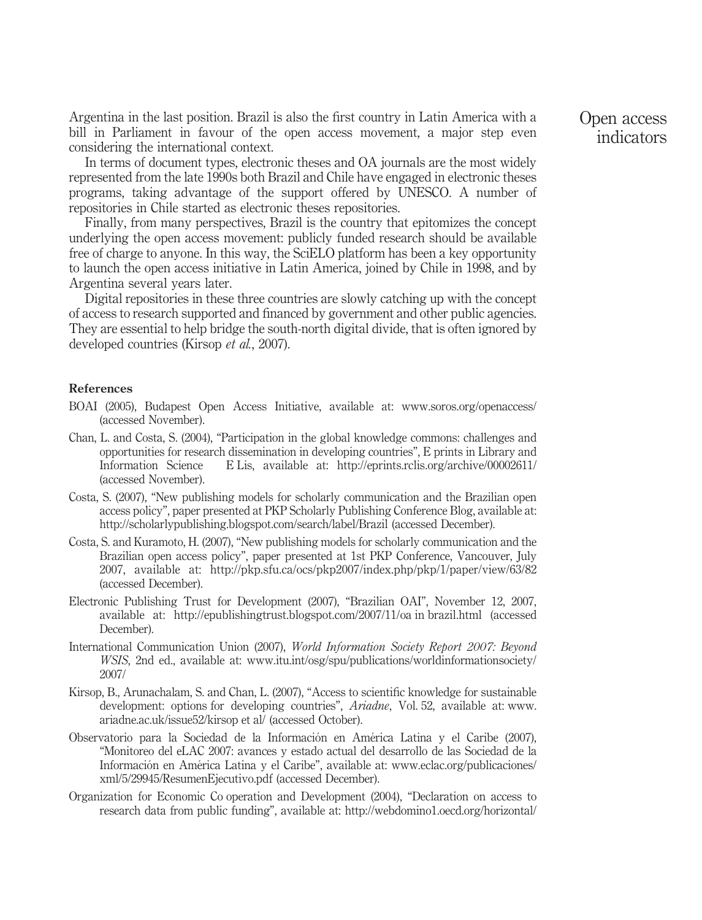Argentina in the last position. Brazil is also the first country in Latin America with a bill in Parliament in favour of the open access movement, a major step even considering the international context.

In terms of document types, electronic theses and OA journals are the most widely represented from the late 1990s both Brazil and Chile have engaged in electronic theses programs, taking advantage of the support offered by UNESCO. A number of repositories in Chile started as electronic theses repositories.

Finally, from many perspectives, Brazil is the country that epitomizes the concept underlying the open access movement: publicly funded research should be available free of charge to anyone. In this way, the SciELO platform has been a key opportunity to launch the open access initiative in Latin America, joined by Chile in 1998, and by Argentina several years later.

Digital repositories in these three countries are slowly catching up with the concept of access to research supported and financed by government and other public agencies. They are essential to help bridge the south-north digital divide, that is often ignored by developed countries (Kirsop *et al.*, 2007).

#### References

BOAI (2005), Budapest Open Access Initiative, available at: www.soros.org/openaccess/ (accessed November).

Chan, L. and Costa, S. (2004), "Participation in the global knowledge commons: challenges and opportunities for research dissemination in developing countries", E prints in Library and Information Science E Lis, available at: http://eprints.rclis.org/archive/00002611/ (accessed November).

Costa, S. (2007), "New publishing models for scholarly communication and the Brazilian open access policy", paper presented at PKP Scholarly Publishing Conference Blog, available at: http://scholarlypublishing.blogspot.com/search/label/Brazil (accessed December).

Costa, S. and Kuramoto, H. (2007), "New publishing models for scholarly communication and the Brazilian open access policy", paper presented at 1st PKP Conference, Vancouver, July 2007, available at: http://pkp.sfu.ca/ocs/pkp2007/index.php/pkp/1/paper/view/63/82 (accessed December).

Electronic Publishing Trust for Development (2007), "Brazilian OAI", November 12, 2007, available at: http://epublishingtrust.blogspot.com/2007/11/oa in brazil.html (accessed December).

International Communication Union (2007), *World Information Society Report 2007: Beyond WSIS*, 2nd ed., available at: www.itu.int/osg/spu/publications/worldinformationsociety/2007/

Kirsop, B., Arunachalam, S. and Chan, L. (2007), "Access to scientific knowledge for sustainable development: options for developing countries", *Ariadne*, Vol. 52, available at: www.ariadne.ac.uk/issue52/kirsop et al/ (accessed October).

Observatorio para la Sociedad de la Información en América Latina y el Caribe (2007), "Monitoreo del eLAC 2007: avances y estado actual del desarrollo de las Sociedad de la Información en América Latina y el Caribe", available at: www.eclac.org/publicaciones/xml/5/29945/ResumenEjecutivo.pdf (accessed December).

Organization for Economic Co operation and Development (2004), "Declaration on access to research data from public funding", available at: http://webdomino1.oecd.org/horizontal/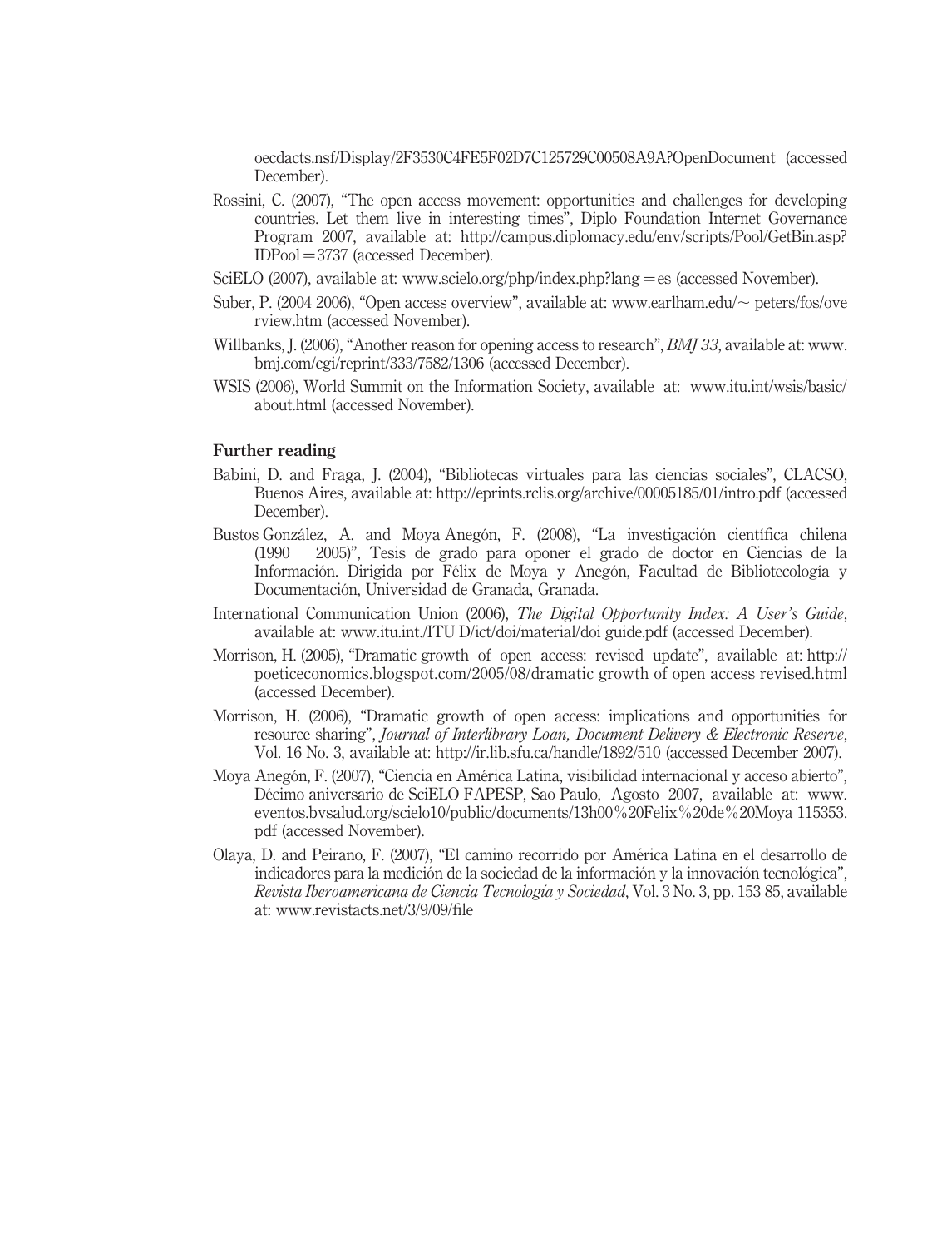oecdacts.nsf/Display/2F3530C4FE5F02D7C125729C00508A9A?OpenDocument (accessed December).

Rossini, C. (2007), "The open access movement: opportunities and challenges for developing countries. Let them live in interesting times", Diplo Foundation Internet Governance Program 2007, available at: http://campus.diplomacy.edu/env/scripts/Pool/GetBin.asp?IDPool = 3737 (accessed December).

SciELO (2007), available at: www.scielo.org/php/index.php?lang = es (accessed November).

Suber, P. (2004 2006), "Open access overview", available at: www.earlham.edu/~ peters/fos/overview.htm (accessed November).

Willbanks, J. (2006), "Another reason for opening access to research", *BMJ 33*, available at: www.bmj.com/cgi/reprint/333/7582/1306 (accessed December).

WSIS (2006), World Summit on the Information Society, available at: www.itu.int/wsis/basic/about.html (accessed November).

## Further reading

Babini, D. and Fraga, J. (2004), "Bibliotecas virtuales para las ciencias sociales", CLACSO, Buenos Aires, available at: http://eprints.rclis.org/archive/00005185/01/intro.pdf (accessed December).

Bustos González, A. and Moya Anegón, F. (2008), "La investigación científica chilena (1990 2005)", Tesis de grado para oponer el grado de doctor en Ciencias de la Información. Dirigida por Félix de Moya y Anegón, Facultad de Bibliotecología y Documentación, Universidad de Granada, Granada.

International Communication Union (2006), *The Digital Opportunity Index: A User's Guide*, available at: www.itu.int./ITU D/ict/doi/material/doi guide.pdf (accessed December).

Morrison, H. (2005), "Dramatic growth of open access: revised update", available at: http://poeticeconomics.blogspot.com/2005/08/dramatic growth of open access revised.html (accessed December).

Morrison, H. (2006), "Dramatic growth of open access: implications and opportunities for resource sharing", *Journal of Interlibrary Loan, Document Delivery & Electronic Reserve*, Vol. 16 No. 3, available at: http://ir.lib.sfu.ca/handle/1892/510 (accessed December 2007).

Moya Anegón, F. (2007), "Ciencia en América Latina, visibilidad internacional y acceso abierto", Décimo aniversario de SciELO FAPESP, Sao Paulo, Agosto 2007, available at: www.eventos.bvsalud.org/scielo10/public/documents/13h00%20Felix%20de%20Moya 115353.pdf (accessed November).

Olaya, D. and Peirano, F. (2007), "El camino recorrido por América Latina en el desarrollo de indicadores para la medición de la sociedad de la información y la innovación tecnológica", *Revista Iberoamericana de Ciencia Tecnología y Sociedad*, Vol. 3 No. 3, pp. 153 85, available at: www.revistacts.net/3/9/09/file